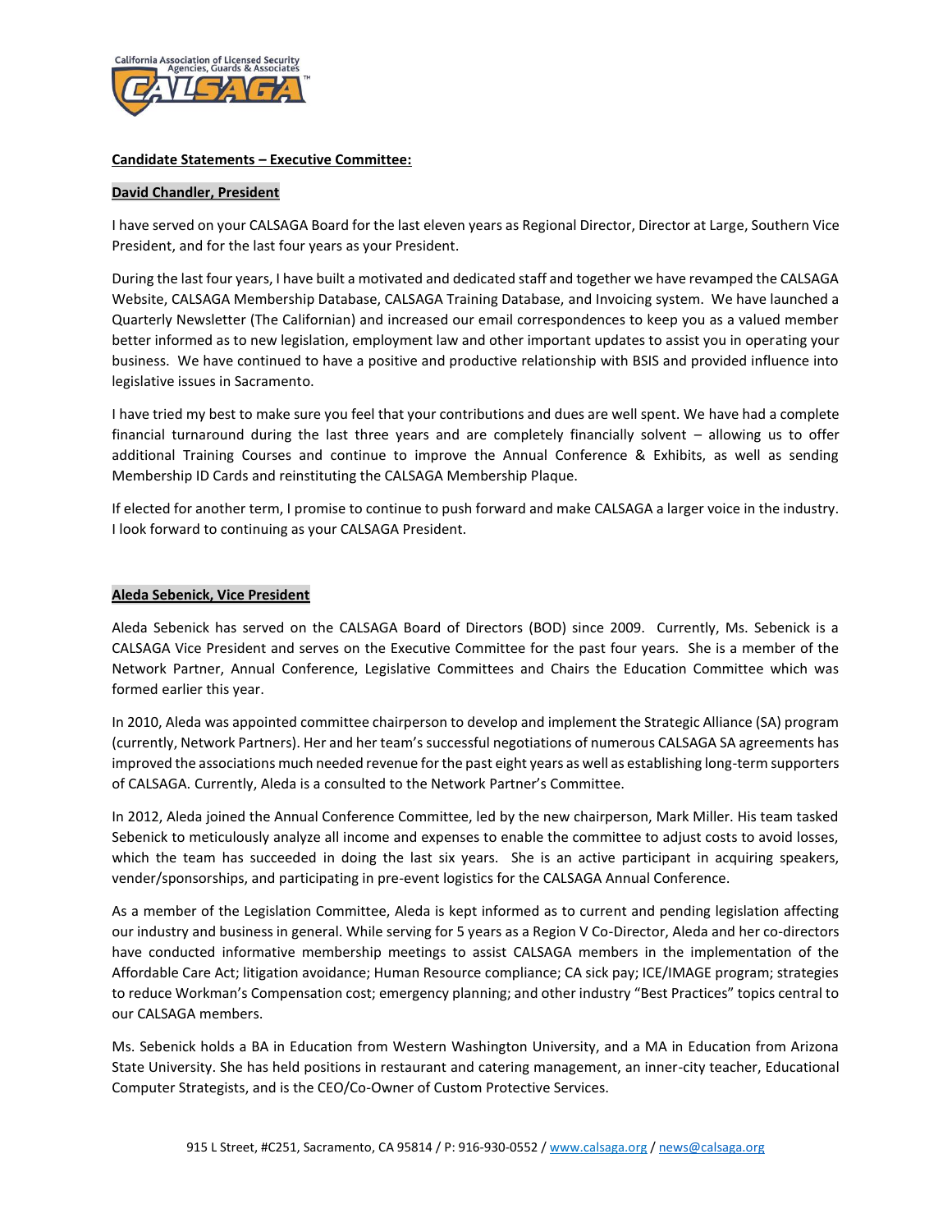California Association of Licensed Security Agencies, Guards & Associates

CALSAGA™

**Candidate Statements – Executive Committee:**

## David Chandler, President

I have served on your CALSAGA Board for the last eleven years as Regional Director, Director at Large, Southern Vice President, and for the last four years as your President.

During the last four years, I have built a motivated and dedicated staff and together we have revamped the CALSAGA Website, CALSAGA Membership Database, CALSAGA Training Database, and Invoicing system. We have launched a Quarterly Newsletter (The Californian) and increased our email correspondences to keep you as a valued member better informed as to new legislation, employment law and other important updates to assist you in operating your business. We have continued to have a positive and productive relationship with BSIS and provided influence into legislative issues in Sacramento.

I have tried my best to make sure you feel that your contributions and dues are well spent. We have had a complete financial turnaround during the last three years and are completely financially solvent – allowing us to offer additional Training Courses and continue to improve the Annual Conference & Exhibits, as well as sending Membership ID Cards and reinstituting the CALSAGA Membership Plaque.

If elected for another term, I promise to continue to push forward and make CALSAGA a larger voice in the industry. I look forward to continuing as your CALSAGA President.

## Aleda Sebenick, Vice President

Aleda Sebenick has served on the CALSAGA Board of Directors (BOD) since 2009. Currently, Ms. Sebenick is a CALSAGA Vice President and serves on the Executive Committee for the past four years. She is a member of the Network Partner, Annual Conference, Legislative Committees and Chairs the Education Committee which was formed earlier this year.

In 2010, Aleda was appointed committee chairperson to develop and implement the Strategic Alliance (SA) program (currently, Network Partners). Her and her team's successful negotiations of numerous CALSAGA SA agreements has improved the associations much needed revenue for the past eight years as well as establishing long-term supporters of CALSAGA. Currently, Aleda is a consulted to the Network Partner's Committee.

In 2012, Aleda joined the Annual Conference Committee, led by the new chairperson, Mark Miller. His team tasked Sebenick to meticulously analyze all income and expenses to enable the committee to adjust costs to avoid losses, which the team has succeeded in doing the last six years. She is an active participant in acquiring speakers, vender/sponsorships, and participating in pre-event logistics for the CALSAGA Annual Conference.

As a member of the Legislation Committee, Aleda is kept informed as to current and pending legislation affecting our industry and business in general. While serving for 5 years as a Region V Co-Director, Aleda and her co-directors have conducted informative membership meetings to assist CALSAGA members in the implementation of the Affordable Care Act; litigation avoidance; Human Resource compliance; CA sick pay; ICE/IMAGE program; strategies to reduce Workman's Compensation cost; emergency planning; and other industry "Best Practices" topics central to our CALSAGA members.

Ms. Sebenick holds a BA in Education from Western Washington University, and a MA in Education from Arizona State University. She has held positions in restaurant and catering management, an inner-city teacher, Educational Computer Strategists, and is the CEO/Co-Owner of Custom Protective Services.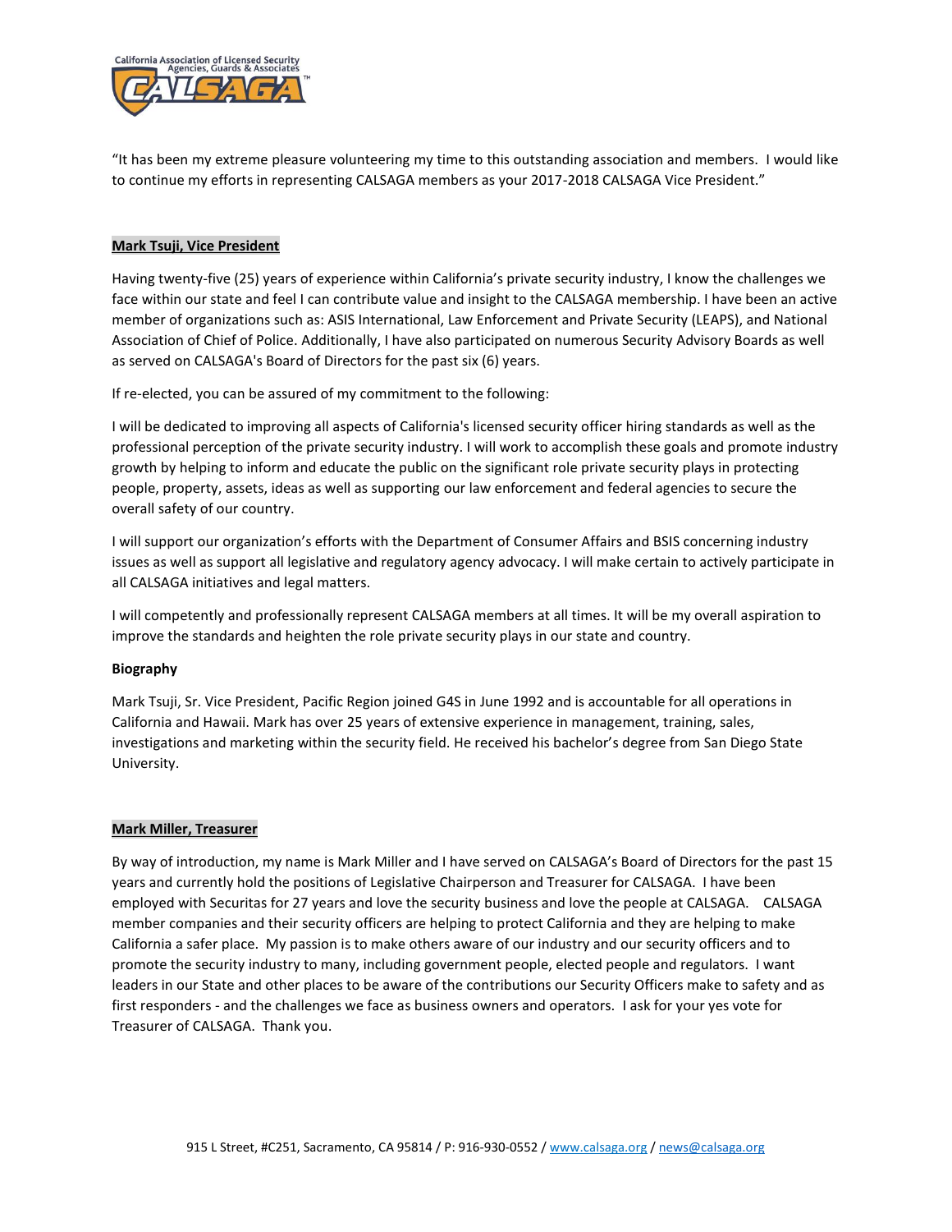"It has been my extreme pleasure volunteering my time to this outstanding association and members. I would like to continue my efforts in representing CALSAGA members as your 2017-2018 CALSAGA Vice President."

**Mark Tsuji, Vice President**

Having twenty-five (25) years of experience within California's private security industry, I know the challenges we face within our state and feel I can contribute value and insight to the CALSAGA membership. I have been an active member of organizations such as: ASIS International, Law Enforcement and Private Security (LEAPS), and National Association of Chief of Police. Additionally, I have also participated on numerous Security Advisory Boards as well as served on CALSAGA's Board of Directors for the past six (6) years.

If re-elected, you can be assured of my commitment to the following:

I will be dedicated to improving all aspects of California's licensed security officer hiring standards as well as the professional perception of the private security industry. I will work to accomplish these goals and promote industry growth by helping to inform and educate the public on the significant role private security plays in protecting people, property, assets, ideas as well as supporting our law enforcement and federal agencies to secure the overall safety of our country.

I will support our organization's efforts with the Department of Consumer Affairs and BSIS concerning industry issues as well as support all legislative and regulatory agency advocacy. I will make certain to actively participate in all CALSAGA initiatives and legal matters.

I will competently and professionally represent CALSAGA members at all times. It will be my overall aspiration to improve the standards and heighten the role private security plays in our state and country.

**Biography**

Mark Tsuji, Sr. Vice President, Pacific Region joined G4S in June 1992 and is accountable for all operations in California and Hawaii. Mark has over 25 years of extensive experience in management, training, sales, investigations and marketing within the security field. He received his bachelor's degree from San Diego State University.

**Mark Miller, Treasurer**

By way of introduction, my name is Mark Miller and I have served on CALSAGA's Board of Directors for the past 15 years and currently hold the positions of Legislative Chairperson and Treasurer for CALSAGA. I have been employed with Securitas for 27 years and love the security business and love the people at CALSAGA. CALSAGA member companies and their security officers are helping to protect California and they are helping to make California a safer place. My passion is to make others aware of our industry and our security officers and to promote the security industry to many, including government people, elected people and regulators. I want leaders in our State and other places to be aware of the contributions our Security Officers make to safety and as first responders - and the challenges we face as business owners and operators. I ask for your yes vote for Treasurer of CALSAGA. Thank you.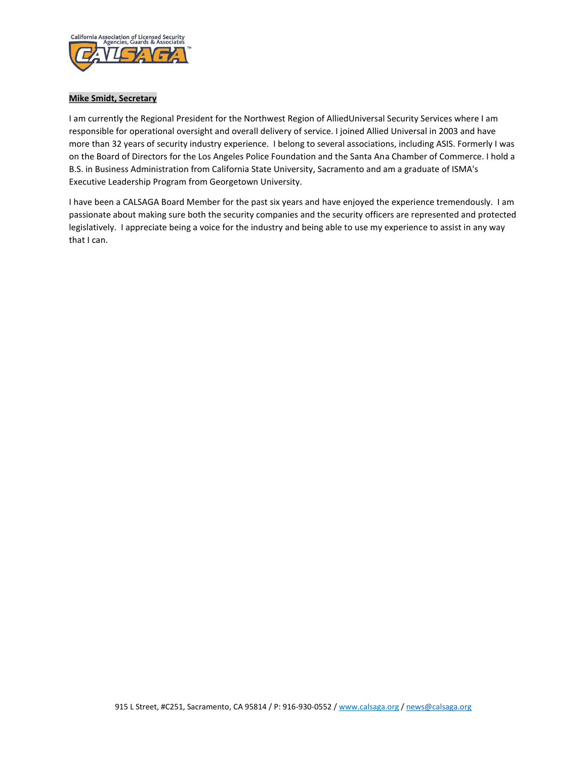**Mike Smidt, Secretary**

I am currently the Regional President for the Northwest Region of AlliedUniversal Security Services where I am responsible for operational oversight and overall delivery of service. I joined Allied Universal in 2003 and have more than 32 years of security industry experience. I belong to several associations, including ASIS. Formerly I was on the Board of Directors for the Los Angeles Police Foundation and the Santa Ana Chamber of Commerce. I hold a B.S. in Business Administration from California State University, Sacramento and am a graduate of ISMA's Executive Leadership Program from Georgetown University.

I have been a CALSAGA Board Member for the past six years and have enjoyed the experience tremendously. I am passionate about making sure both the security companies and the security officers are represented and protected legislatively. I appreciate being a voice for the industry and being able to use my experience to assist in any way that I can.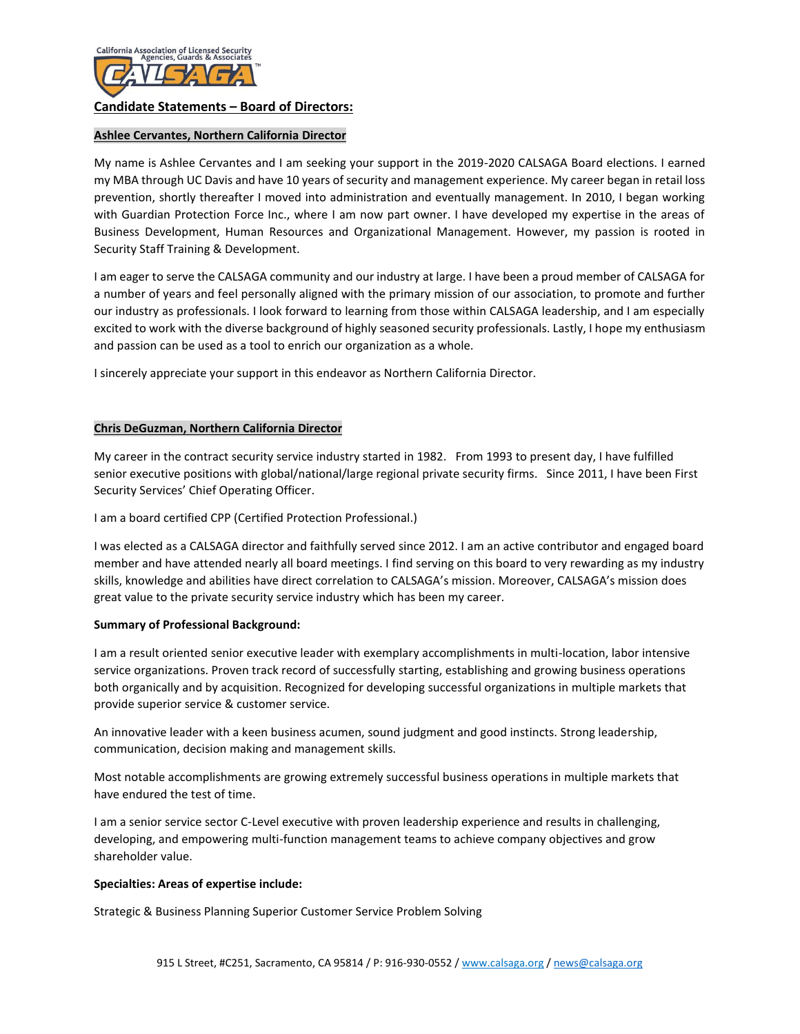## Candidate Statements – Board of Directors:

### Ashlee Cervantes, Northern California Director

My name is Ashlee Cervantes and I am seeking your support in the 2019-2020 CALSAGA Board elections. I earned my MBA through UC Davis and have 10 years of security and management experience. My career began in retail loss prevention, shortly thereafter I moved into administration and eventually management. In 2010, I began working with Guardian Protection Force Inc., where I am now part owner. I have developed my expertise in the areas of Business Development, Human Resources and Organizational Management. However, my passion is rooted in Security Staff Training & Development.

I am eager to serve the CALSAGA community and our industry at large. I have been a proud member of CALSAGA for a number of years and feel personally aligned with the primary mission of our association, to promote and further our industry as professionals. I look forward to learning from those within CALSAGA leadership, and I am especially excited to work with the diverse background of highly seasoned security professionals. Lastly, I hope my enthusiasm and passion can be used as a tool to enrich our organization as a whole.

I sincerely appreciate your support in this endeavor as Northern California Director.

### Chris DeGuzman, Northern California Director

My career in the contract security service industry started in 1982. From 1993 to present day, I have fulfilled senior executive positions with global/national/large regional private security firms. Since 2011, I have been First Security Services' Chief Operating Officer.

I am a board certified CPP (Certified Protection Professional.)

I was elected as a CALSAGA director and faithfully served since 2012. I am an active contributor and engaged board member and have attended nearly all board meetings. I find serving on this board to very rewarding as my industry skills, knowledge and abilities have direct correlation to CALSAGA's mission. Moreover, CALSAGA's mission does great value to the private security service industry which has been my career.

**Summary of Professional Background:**

I am a result oriented senior executive leader with exemplary accomplishments in multi-location, labor intensive service organizations. Proven track record of successfully starting, establishing and growing business operations both organically and by acquisition. Recognized for developing successful organizations in multiple markets that provide superior service & customer service.

An innovative leader with a keen business acumen, sound judgment and good instincts. Strong leadership, communication, decision making and management skills.

Most notable accomplishments are growing extremely successful business operations in multiple markets that have endured the test of time.

I am a senior service sector C-Level executive with proven leadership experience and results in challenging, developing, and empowering multi-function management teams to achieve company objectives and grow shareholder value.

**Specialties: Areas of expertise include:**

Strategic & Business Planning Superior Customer Service Problem Solving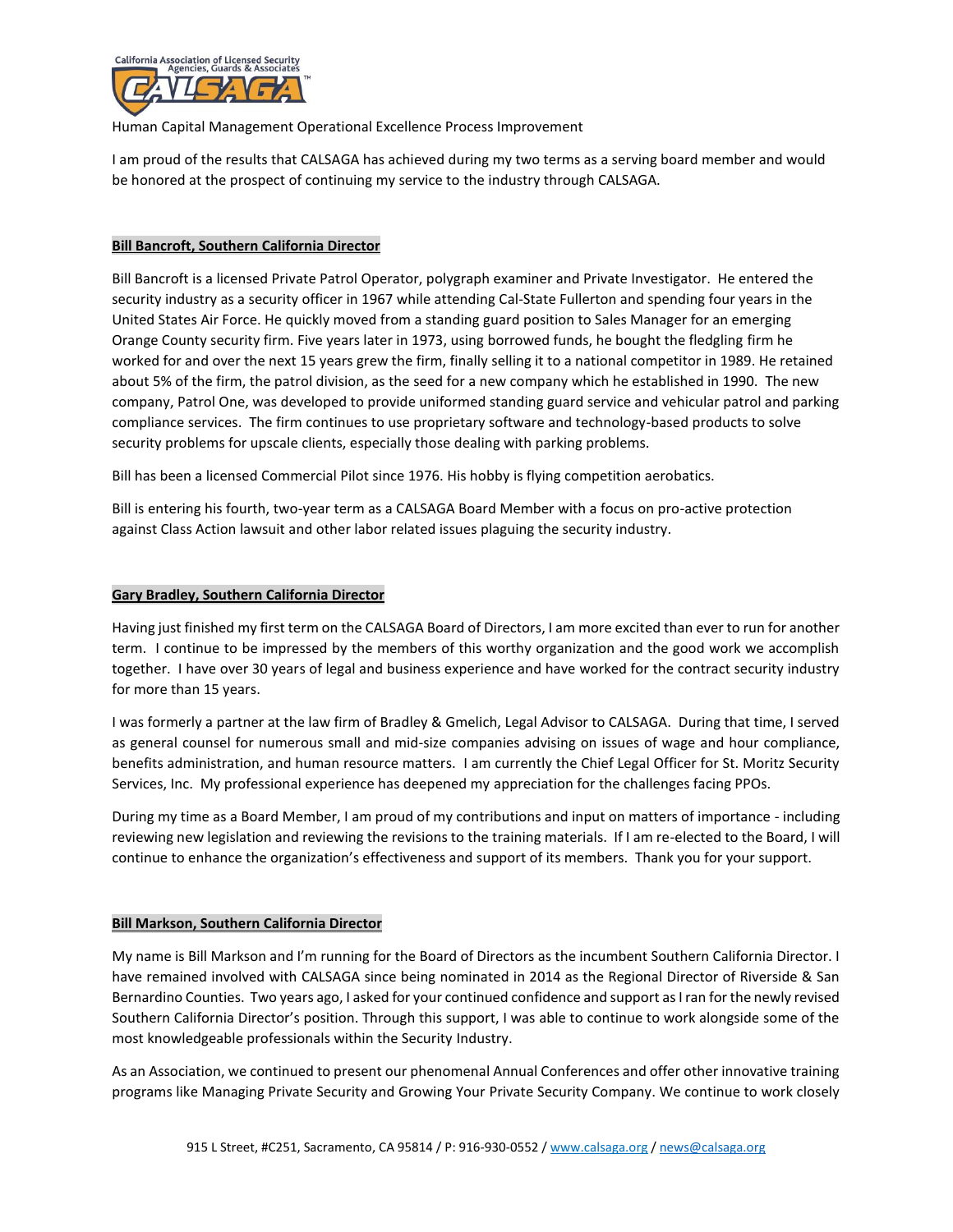Human Capital Management Operational Excellence Process Improvement

I am proud of the results that CALSAGA has achieved during my two terms as a serving board member and would be honored at the prospect of continuing my service to the industry through CALSAGA.

**Bill Bancroft, Southern California Director**

Bill Bancroft is a licensed Private Patrol Operator, polygraph examiner and Private Investigator. He entered the security industry as a security officer in 1967 while attending Cal-State Fullerton and spending four years in the United States Air Force. He quickly moved from a standing guard position to Sales Manager for an emerging Orange County security firm. Five years later in 1973, using borrowed funds, he bought the fledgling firm he worked for and over the next 15 years grew the firm, finally selling it to a national competitor in 1989. He retained about 5% of the firm, the patrol division, as the seed for a new company which he established in 1990. The new company, Patrol One, was developed to provide uniformed standing guard service and vehicular patrol and parking compliance services. The firm continues to use proprietary software and technology-based products to solve security problems for upscale clients, especially those dealing with parking problems.

Bill has been a licensed Commercial Pilot since 1976. His hobby is flying competition aerobatics.

Bill is entering his fourth, two-year term as a CALSAGA Board Member with a focus on pro-active protection against Class Action lawsuit and other labor related issues plaguing the security industry.

**Gary Bradley, Southern California Director**

Having just finished my first term on the CALSAGA Board of Directors, I am more excited than ever to run for another term. I continue to be impressed by the members of this worthy organization and the good work we accomplish together. I have over 30 years of legal and business experience and have worked for the contract security industry for more than 15 years.

I was formerly a partner at the law firm of Bradley & Gmelich, Legal Advisor to CALSAGA. During that time, I served as general counsel for numerous small and mid-size companies advising on issues of wage and hour compliance, benefits administration, and human resource matters. I am currently the Chief Legal Officer for St. Moritz Security Services, Inc. My professional experience has deepened my appreciation for the challenges facing PPOs.

During my time as a Board Member, I am proud of my contributions and input on matters of importance - including reviewing new legislation and reviewing the revisions to the training materials. If I am re-elected to the Board, I will continue to enhance the organization's effectiveness and support of its members. Thank you for your support.

**Bill Markson, Southern California Director**

My name is Bill Markson and I'm running for the Board of Directors as the incumbent Southern California Director. I have remained involved with CALSAGA since being nominated in 2014 as the Regional Director of Riverside & San Bernardino Counties. Two years ago, I asked for your continued confidence and support as I ran for the newly revised Southern California Director's position. Through this support, I was able to continue to work alongside some of the most knowledgeable professionals within the Security Industry.

As an Association, we continued to present our phenomenal Annual Conferences and offer other innovative training programs like Managing Private Security and Growing Your Private Security Company. We continue to work closely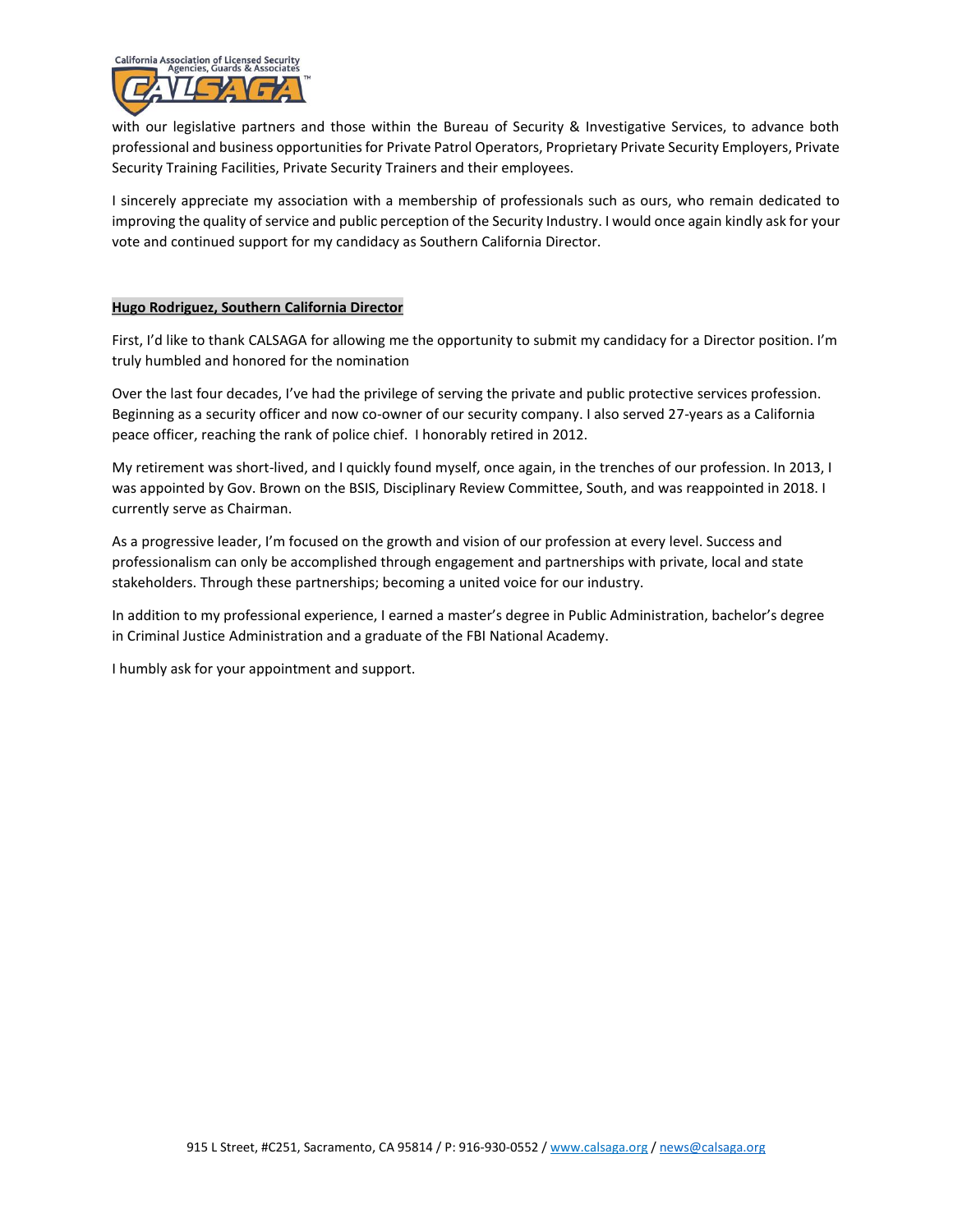with our legislative partners and those within the Bureau of Security & Investigative Services, to advance both professional and business opportunities for Private Patrol Operators, Proprietary Private Security Employers, Private Security Training Facilities, Private Security Trainers and their employees.

I sincerely appreciate my association with a membership of professionals such as ours, who remain dedicated to improving the quality of service and public perception of the Security Industry. I would once again kindly ask for your vote and continued support for my candidacy as Southern California Director.

**Hugo Rodriguez, Southern California Director**

First, I'd like to thank CALSAGA for allowing me the opportunity to submit my candidacy for a Director position. I'm truly humbled and honored for the nomination

Over the last four decades, I've had the privilege of serving the private and public protective services profession. Beginning as a security officer and now co-owner of our security company. I also served 27-years as a California peace officer, reaching the rank of police chief. I honorably retired in 2012.

My retirement was short-lived, and I quickly found myself, once again, in the trenches of our profession. In 2013, I was appointed by Gov. Brown on the BSIS, Disciplinary Review Committee, South, and was reappointed in 2018. I currently serve as Chairman.

As a progressive leader, I'm focused on the growth and vision of our profession at every level. Success and professionalism can only be accomplished through engagement and partnerships with private, local and state stakeholders. Through these partnerships; becoming a united voice for our industry.

In addition to my professional experience, I earned a master's degree in Public Administration, bachelor's degree in Criminal Justice Administration and a graduate of the FBI National Academy.

I humbly ask for your appointment and support.